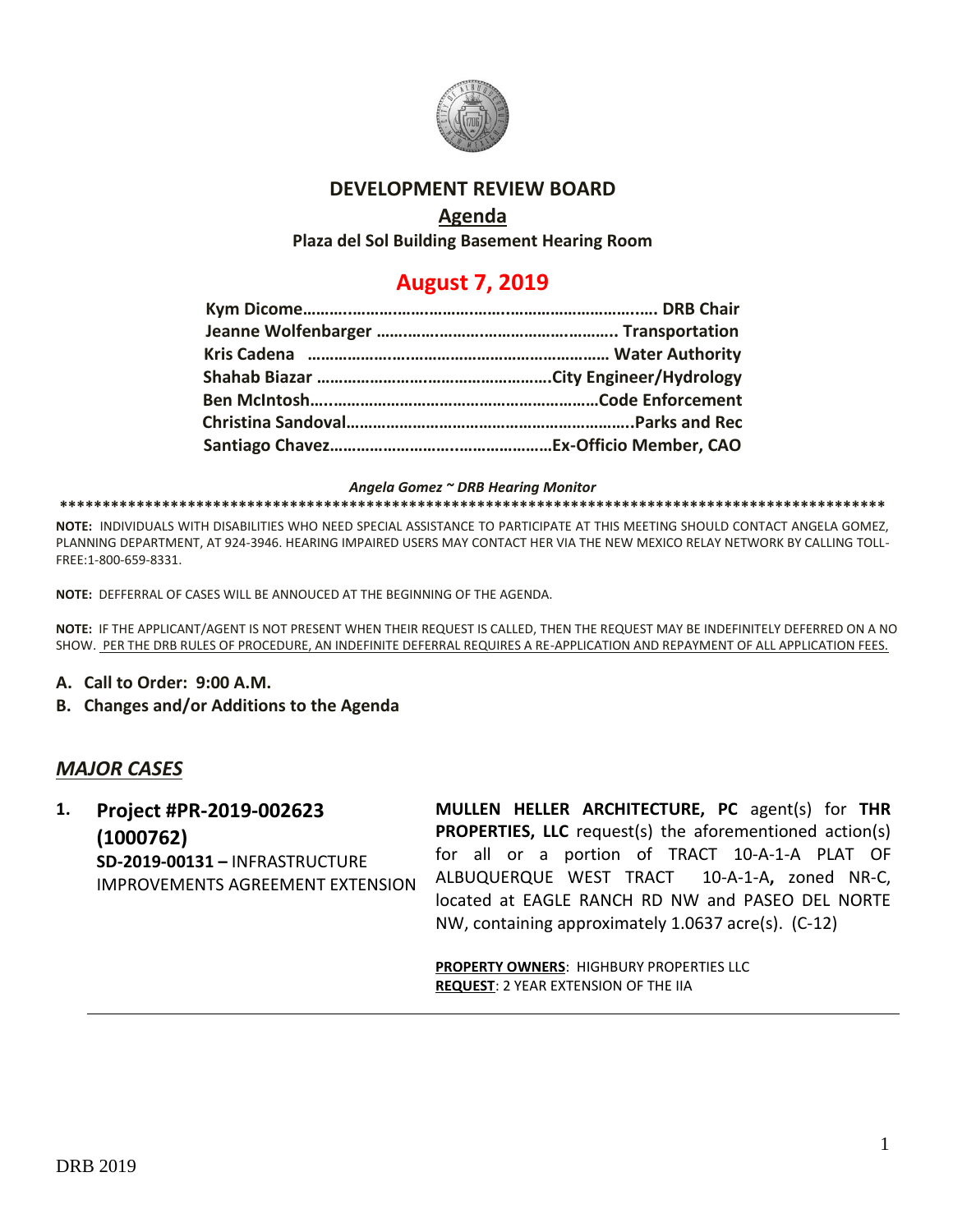# DEVELOPMENT REVIEW BOARD

## Agenda

**Plaza del Sol Building Basement Hearing Room**

## August 7, 2019

**Kym Dicome………………………………………………………………. DRB Chair**
**Jeanne Wolfenbarger ……………………………………………….. Transportation**
**Kris Cadena ………………………………………………………… Water Authority**
**Shahab Biazar ……………………………………………City Engineer/Hydrology**
**Ben McIntosh…………………………………………………………Code Enforcement**
**Christina Sandoval……………………………………………………..Parks and Rec**
**Santiago Chavez……………………………………………Ex-Officio Member, CAO**

***Angela Gomez ~ DRB Hearing Monitor***

**************************************************************************************************

**NOTE:** INDIVIDUALS WITH DISABILITIES WHO NEED SPECIAL ASSISTANCE TO PARTICIPATE AT THIS MEETING SHOULD CONTACT ANGELA GOMEZ, PLANNING DEPARTMENT, AT 924-3946. HEARING IMPAIRED USERS MAY CONTACT HER VIA THE NEW MEXICO RELAY NETWORK BY CALLING TOLL-FREE:1-800-659-8331.

**NOTE:** DEFFERRAL OF CASES WILL BE ANNOUCED AT THE BEGINNING OF THE AGENDA.

**NOTE:** IF THE APPLICANT/AGENT IS NOT PRESENT WHEN THEIR REQUEST IS CALLED, THEN THE REQUEST MAY BE INDEFINITELY DEFERRED ON A NO SHOW. PER THE DRB RULES OF PROCEDURE, AN INDEFINITE DEFERRAL REQUIRES A RE-APPLICATION AND REPAYMENT OF ALL APPLICATION FEES.

**A. Call to Order: 9:00 A.M.**

**B. Changes and/or Additions to the Agenda**

## *MAJOR CASES*

**1. Project #PR-2019-002623 (1000762)**
**SD-2019-00131 –** INFRASTRUCTURE IMPROVEMENTS AGREEMENT EXTENSION

**MULLEN HELLER ARCHITECTURE, PC** agent(s) for **THR PROPERTIES, LLC** request(s) the aforementioned action(s) for all or a portion of TRACT 10-A-1-A PLAT OF ALBUQUERQUE WEST TRACT 10-A-1-A**,** zoned NR-C, located at EAGLE RANCH RD NW and PASEO DEL NORTE NW, containing approximately 1.0637 acre(s). (C-12)

**PROPERTY OWNERS**: HIGHBURY PROPERTIES LLC
**REQUEST**: 2 YEAR EXTENSION OF THE IIA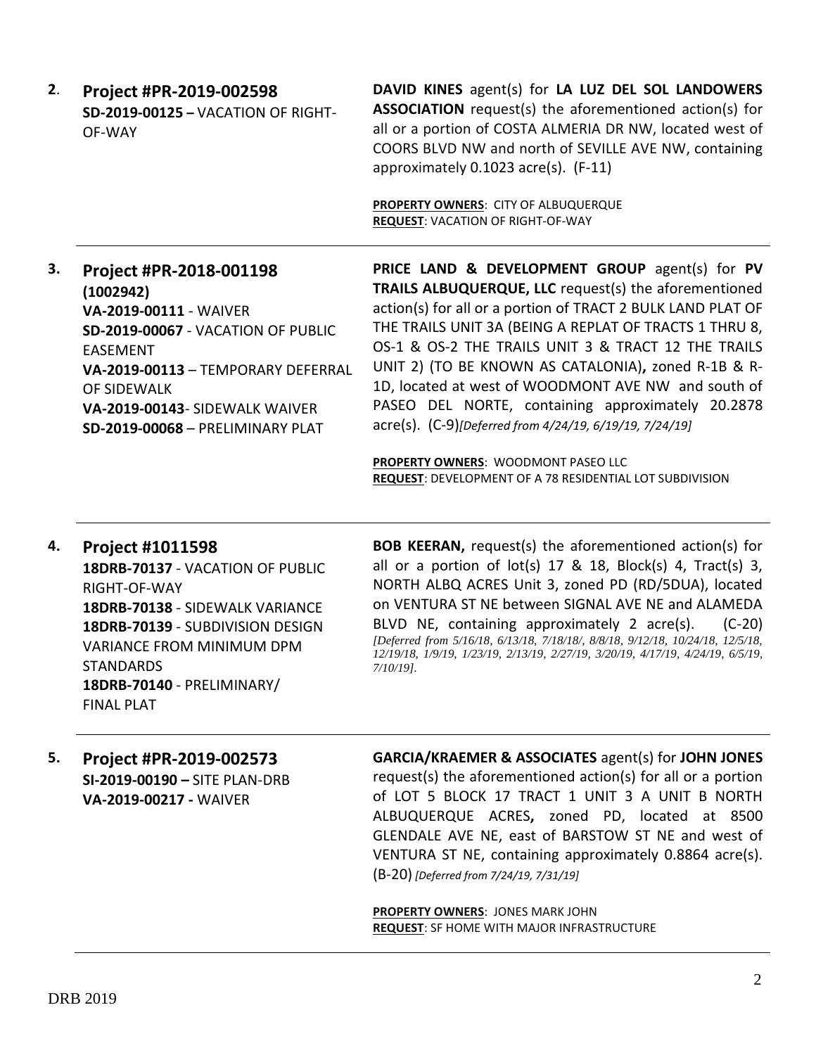**2.** **Project #PR-2019-002598**
**SD-2019-00125 –** VACATION OF RIGHT-OF-WAY

**DAVID KINES** agent(s) for **LA LUZ DEL SOL LANDOWERS ASSOCIATION** request(s) the aforementioned action(s) for all or a portion of COSTA ALMERIA DR NW, located west of COORS BLVD NW and north of SEVILLE AVE NW, containing approximately 0.1023 acre(s). (F-11)

**PROPERTY OWNERS**: CITY OF ALBUQUERQUE
**REQUEST**: VACATION OF RIGHT-OF-WAY

---

**3.** **Project #PR-2018-001198**
**(1002942)**
**VA-2019-00111** - WAIVER
**SD-2019-00067** - VACATION OF PUBLIC EASEMENT
**VA-2019-00113** – TEMPORARY DEFERRAL OF SIDEWALK
**VA-2019-00143**- SIDEWALK WAIVER
**SD-2019-00068** – PRELIMINARY PLAT

**PRICE LAND & DEVELOPMENT GROUP** agent(s) for **PV TRAILS ALBUQUERQUE, LLC** request(s) the aforementioned action(s) for all or a portion of TRACT 2 BULK LAND PLAT OF THE TRAILS UNIT 3A (BEING A REPLAT OF TRACTS 1 THRU 8, OS-1 & OS-2 THE TRAILS UNIT 3 & TRACT 12 THE TRAILS UNIT 2) (TO BE KNOWN AS CATALONIA)**,** zoned R-1B & R-1D, located at west of WOODMONT AVE NW and south of PASEO DEL NORTE, containing approximately 20.2878 acre(s). (C-9)*[Deferred from 4/24/19, 6/19/19, 7/24/19]*

**PROPERTY OWNERS**: WOODMONT PASEO LLC
**REQUEST**: DEVELOPMENT OF A 78 RESIDENTIAL LOT SUBDIVISION

---

**4.** **Project #1011598**
**18DRB-70137** - VACATION OF PUBLIC RIGHT-OF-WAY
**18DRB-70138** - SIDEWALK VARIANCE
**18DRB-70139** - SUBDIVISION DESIGN VARIANCE FROM MINIMUM DPM STANDARDS
**18DRB-70140** - PRELIMINARY/ FINAL PLAT

**BOB KEERAN,** request(s) the aforementioned action(s) for all or a portion of lot(s) 17 & 18, Block(s) 4, Tract(s) 3, NORTH ALBQ ACRES Unit 3, zoned PD (RD/5DUA), located on VENTURA ST NE between SIGNAL AVE NE and ALAMEDA BLVD NE, containing approximately 2 acre(s). (C-20) *[Deferred from 5/16/18, 6/13/18, 7/18/18/, 8/8/18, 9/12/18, 10/24/18, 12/5/18, 12/19/18, 1/9/19, 1/23/19, 2/13/19, 2/27/19, 3/20/19, 4/17/19, 4/24/19, 6/5/19, 7/10/19].*

---

**5.** **Project #PR-2019-002573**
**SI-2019-00190 –** SITE PLAN-DRB
**VA-2019-00217 -** WAIVER

**GARCIA/KRAEMER & ASSOCIATES** agent(s) for **JOHN JONES** request(s) the aforementioned action(s) for all or a portion of LOT 5 BLOCK 17 TRACT 1 UNIT 3 A UNIT B NORTH ALBUQUERQUE ACRES**,** zoned PD, located at 8500 GLENDALE AVE NE, east of BARSTOW ST NE and west of VENTURA ST NE, containing approximately 0.8864 acre(s). (B-20) *[Deferred from 7/24/19, 7/31/19]*

**PROPERTY OWNERS**: JONES MARK JOHN
**REQUEST**: SF HOME WITH MAJOR INFRASTRUCTURE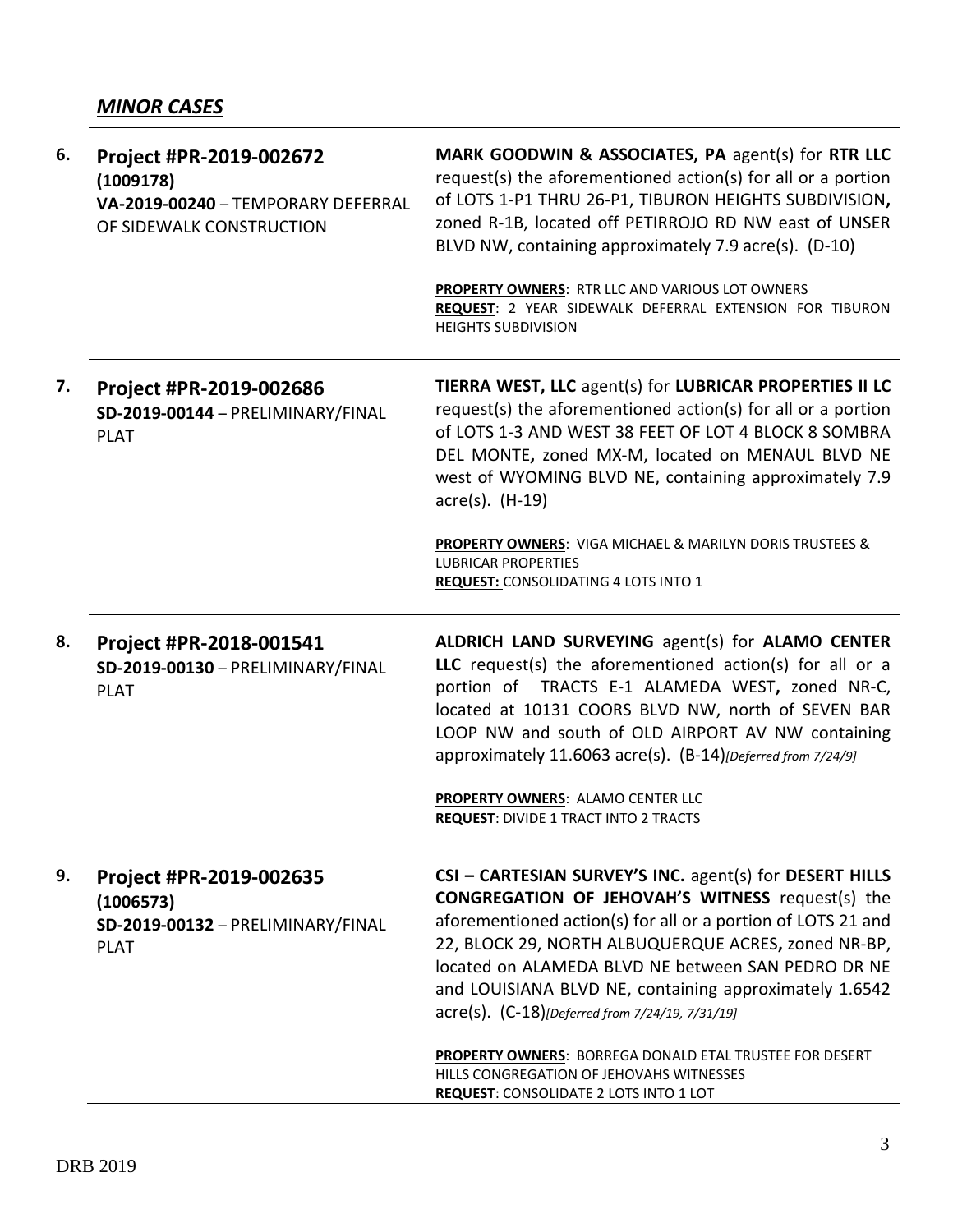## *MINOR CASES*

| # | Project | Description |
|---|---|---|
| **6.** | **Project #PR-2019-002672 (1009178)**<br>**VA-2019-00240** – TEMPORARY DEFERRAL OF SIDEWALK CONSTRUCTION | **MARK GOODWIN & ASSOCIATES, PA** agent(s) for **RTR LLC** request(s) the aforementioned action(s) for all or a portion of LOTS 1-P1 THRU 26-P1, TIBURON HEIGHTS SUBDIVISION**,** zoned R-1B, located off PETIRROJO RD NW east of UNSER BLVD NW, containing approximately 7.9 acre(s). (D-10)<br><br>**PROPERTY OWNERS**: RTR LLC AND VARIOUS LOT OWNERS<br>**REQUEST**: 2 YEAR SIDEWALK DEFERRAL EXTENSION FOR TIBURON HEIGHTS SUBDIVISION |
| **7.** | **Project #PR-2019-002686**<br>**SD-2019-00144** – PRELIMINARY/FINAL PLAT | **TIERRA WEST, LLC** agent(s) for **LUBRICAR PROPERTIES II LC** request(s) the aforementioned action(s) for all or a portion of LOTS 1-3 AND WEST 38 FEET OF LOT 4 BLOCK 8 SOMBRA DEL MONTE**,** zoned MX-M, located on MENAUL BLVD NE west of WYOMING BLVD NE, containing approximately 7.9 acre(s). (H-19)<br><br>**PROPERTY OWNERS**: VIGA MICHAEL & MARILYN DORIS TRUSTEES & LUBRICAR PROPERTIES<br>**REQUEST:** CONSOLIDATING 4 LOTS INTO 1 |
| **8.** | **Project #PR-2018-001541**<br>**SD-2019-00130** – PRELIMINARY/FINAL PLAT | **ALDRICH LAND SURVEYING** agent(s) for **ALAMO CENTER LLC** request(s) the aforementioned action(s) for all or a portion of TRACTS E-1 ALAMEDA WEST**,** zoned NR-C, located at 10131 COORS BLVD NW, north of SEVEN BAR LOOP NW and south of OLD AIRPORT AV NW containing approximately 11.6063 acre(s). (B-14)*[Deferred from 7/24/9]*<br><br>**PROPERTY OWNERS**: ALAMO CENTER LLC<br>**REQUEST**: DIVIDE 1 TRACT INTO 2 TRACTS |
| **9.** | **Project #PR-2019-002635 (1006573)**<br>**SD-2019-00132** – PRELIMINARY/FINAL PLAT | **CSI – CARTESIAN SURVEY'S INC.** agent(s) for **DESERT HILLS CONGREGATION OF JEHOVAH'S WITNESS** request(s) the aforementioned action(s) for all or a portion of LOTS 21 and 22, BLOCK 29, NORTH ALBUQUERQUE ACRES**,** zoned NR-BP, located on ALAMEDA BLVD NE between SAN PEDRO DR NE and LOUISIANA BLVD NE, containing approximately 1.6542 acre(s). (C-18)*[Deferred from 7/24/19, 7/31/19]*<br><br>**PROPERTY OWNERS**: BORREGA DONALD ETAL TRUSTEE FOR DESERT HILLS CONGREGATION OF JEHOVAHS WITNESSES<br>**REQUEST**: CONSOLIDATE 2 LOTS INTO 1 LOT |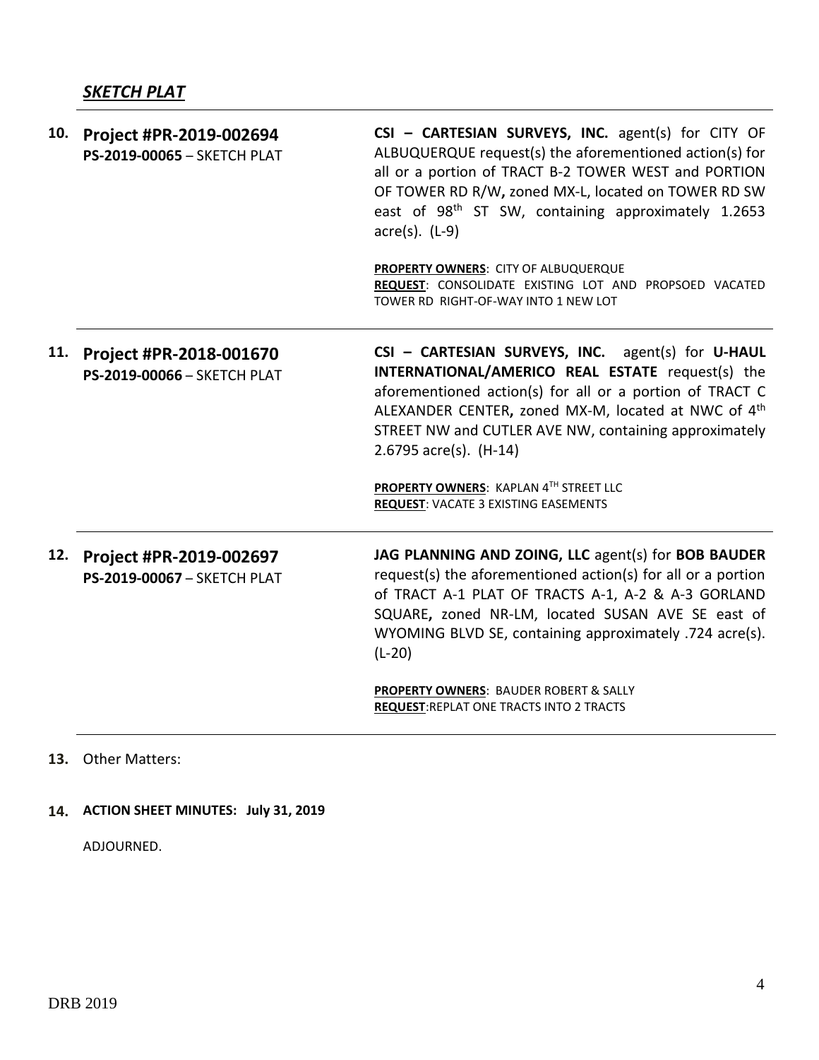## *SKETCH PLAT*

| | | |
|---|---|---|
| **10.** | **Project #PR-2019-002694**<br>**PS-2019-00065** – SKETCH PLAT | **CSI – CARTESIAN SURVEYS, INC.** agent(s) for CITY OF ALBUQUERQUE request(s) the aforementioned action(s) for all or a portion of TRACT B-2 TOWER WEST and PORTION OF TOWER RD R/W**,** zoned MX-L, located on TOWER RD SW east of 98th ST SW, containing approximately 1.2653 acre(s). (L-9)<br><br>**PROPERTY OWNERS**: CITY OF ALBUQUERQUE<br>**REQUEST**: CONSOLIDATE EXISTING LOT AND PROPSOED VACATED TOWER RD RIGHT-OF-WAY INTO 1 NEW LOT |
| **11.** | **Project #PR-2018-001670**<br>**PS-2019-00066** – SKETCH PLAT | **CSI – CARTESIAN SURVEYS, INC.** agent(s) for **U-HAUL INTERNATIONAL/AMERICO REAL ESTATE** request(s) the aforementioned action(s) for all or a portion of TRACT C ALEXANDER CENTER**,** zoned MX-M, located at NWC of 4th STREET NW and CUTLER AVE NW, containing approximately 2.6795 acre(s). (H-14)<br><br>**PROPERTY OWNERS**: KAPLAN 4TH STREET LLC<br>**REQUEST**: VACATE 3 EXISTING EASEMENTS |
| **12.** | **Project #PR-2019-002697**<br>**PS-2019-00067** – SKETCH PLAT | **JAG PLANNING AND ZOING, LLC** agent(s) for **BOB BAUDER** request(s) the aforementioned action(s) for all or a portion of TRACT A-1 PLAT OF TRACTS A-1, A-2 & A-3 GORLAND SQUARE**,** zoned NR-LM, located SUSAN AVE SE east of WYOMING BLVD SE, containing approximately .724 acre(s). (L-20)<br><br>**PROPERTY OWNERS**: BAUDER ROBERT & SALLY<br>**REQUEST**:REPLAT ONE TRACTS INTO 2 TRACTS |

13. Other Matters:

14. **ACTION SHEET MINUTES: July 31, 2019**

ADJOURNED.